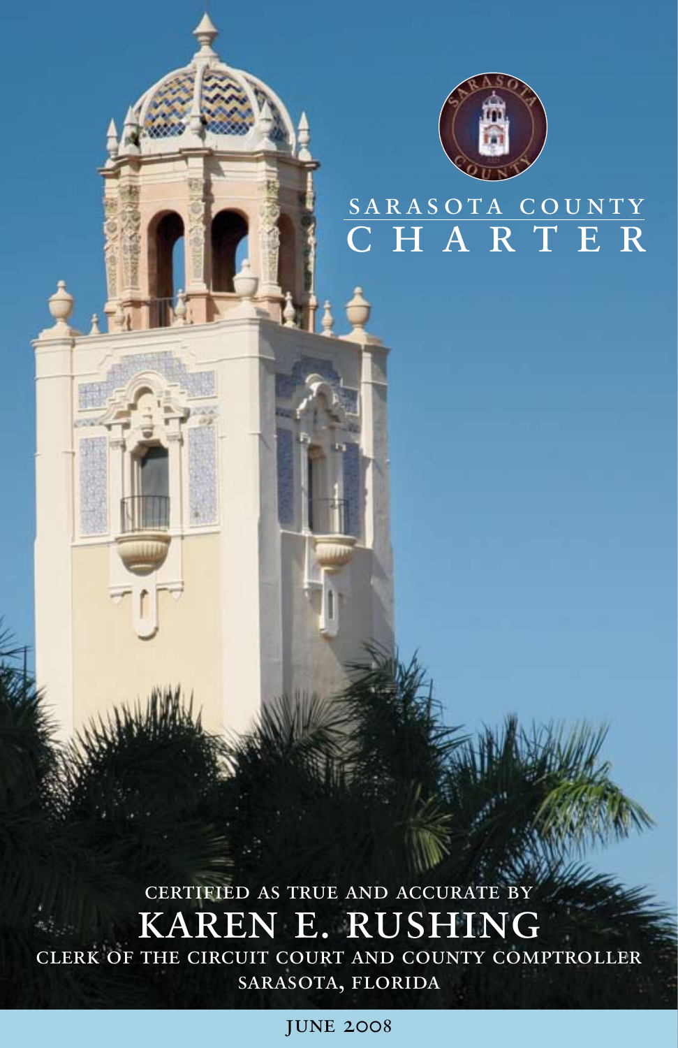# SARASOTA COUNTY CHARTER

CERTIFIED AS TRUE AND ACCURATE BY

## KAREN E. RUSHING

CLERK OF THE CIRCUIT COURT AND COUNTY COMPTROLLER

SARASOTA, FLORIDA

JUNE 2008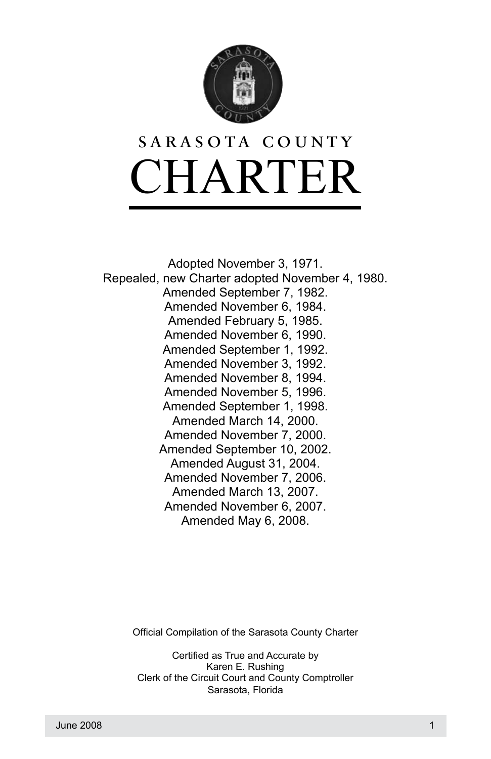# SARASOTA COUNTY

# CHARTER

Adopted November 3, 1971.
Repealed, new Charter adopted November 4, 1980.
Amended September 7, 1982.
Amended November 6, 1984.
Amended February 5, 1985.
Amended November 6, 1990.
Amended September 1, 1992.
Amended November 3, 1992.
Amended November 8, 1994.
Amended November 5, 1996.
Amended September 1, 1998.
Amended March 14, 2000.
Amended November 7, 2000.
Amended September 10, 2002.
Amended August 31, 2004.
Amended November 7, 2006.
Amended March 13, 2007.
Amended November 6, 2007.
Amended May 6, 2008.

Official Compilation of the Sarasota County Charter

Certified as True and Accurate by
Karen E. Rushing
Clerk of the Circuit Court and County Comptroller
Sarasota, Florida

June 2008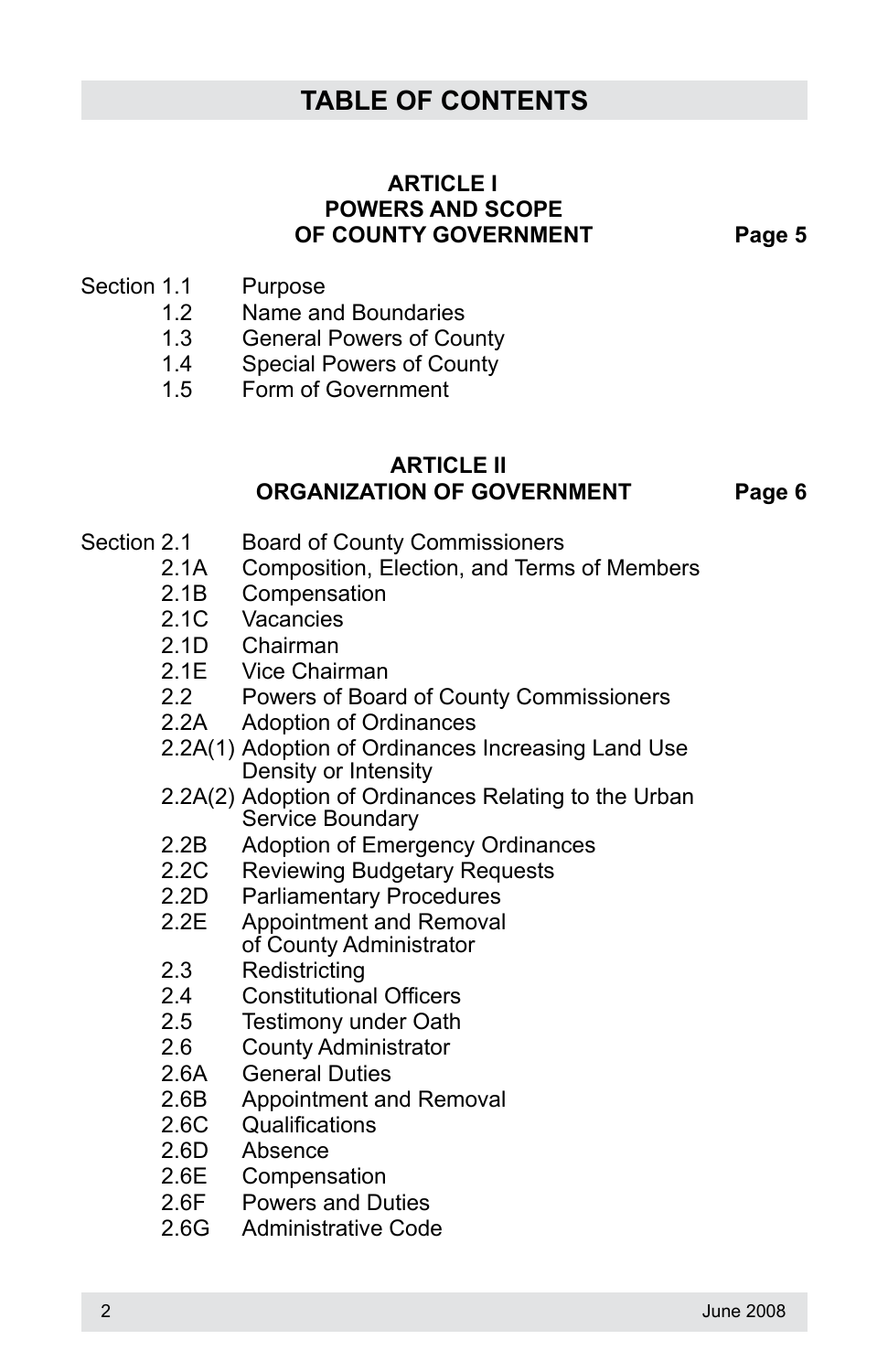# TABLE OF CONTENTS

## ARTICLE I
## POWERS AND SCOPE OF COUNTY GOVERNMENT — Page 5

- Section 1.1 Purpose
- 1.2 Name and Boundaries
- 1.3 General Powers of County
- 1.4 Special Powers of County
- 1.5 Form of Government

## ARTICLE II
## ORGANIZATION OF GOVERNMENT — Page 6

- Section 2.1 Board of County Commissioners
- 2.1A Composition, Election, and Terms of Members
- 2.1B Compensation
- 2.1C Vacancies
- 2.1D Chairman
- 2.1E Vice Chairman
- 2.2 Powers of Board of County Commissioners
- 2.2A Adoption of Ordinances
- 2.2A(1) Adoption of Ordinances Increasing Land Use Density or Intensity
- 2.2A(2) Adoption of Ordinances Relating to the Urban Service Boundary
- 2.2B Adoption of Emergency Ordinances
- 2.2C Reviewing Budgetary Requests
- 2.2D Parliamentary Procedures
- 2.2E Appointment and Removal of County Administrator
- 2.3 Redistricting
- 2.4 Constitutional Officers
- 2.5 Testimony under Oath
- 2.6 County Administrator
- 2.6A General Duties
- 2.6B Appointment and Removal
- 2.6C Qualifications
- 2.6D Absence
- 2.6E Compensation
- 2.6F Powers and Duties
- 2.6G Administrative Code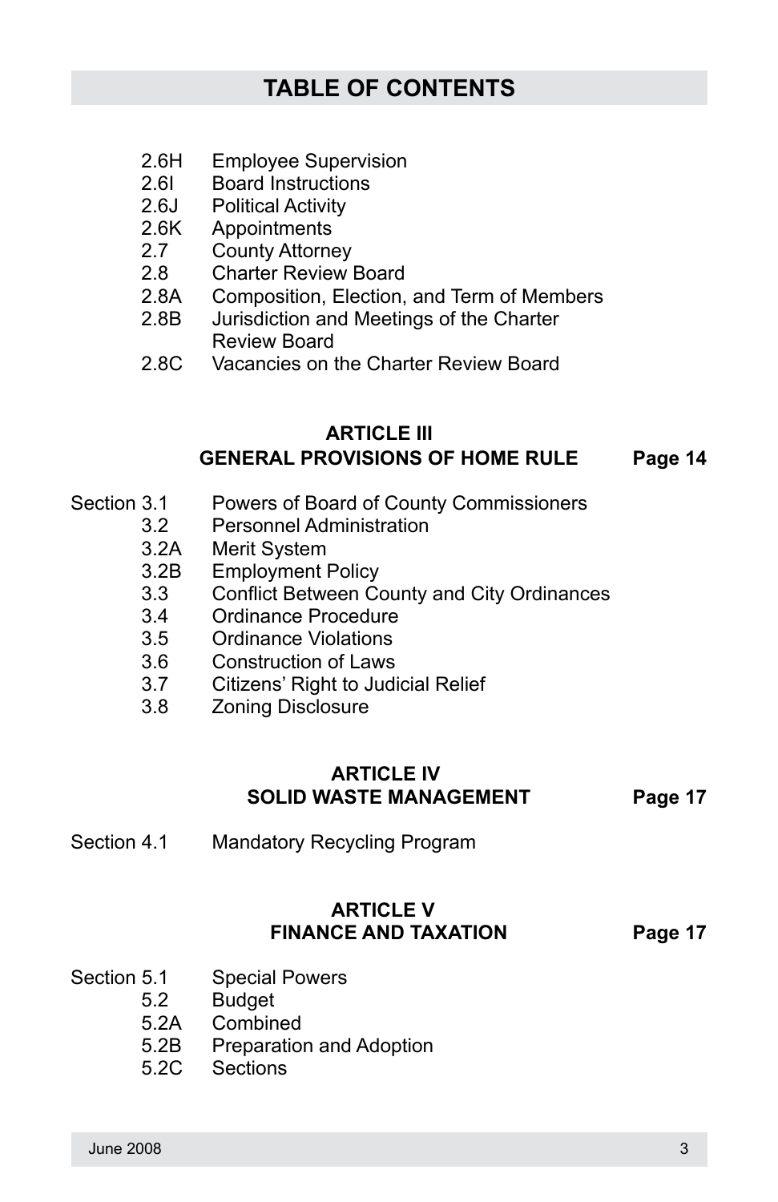# TABLE OF CONTENTS

| | |
|---|---|
| 2.6H | Employee Supervision |
| 2.6I | Board Instructions |
| 2.6J | Political Activity |
| 2.6K | Appointments |
| 2.7 | County Attorney |
| 2.8 | Charter Review Board |
| 2.8A | Composition, Election, and Term of Members |
| 2.8B | Jurisdiction and Meetings of the Charter Review Board |
| 2.8C | Vacancies on the Charter Review Board |

## ARTICLE III
## GENERAL PROVISIONS OF HOME RULE — Page 14

| | |
|---|---|
| Section 3.1 | Powers of Board of County Commissioners |
| 3.2 | Personnel Administration |
| 3.2A | Merit System |
| 3.2B | Employment Policy |
| 3.3 | Conflict Between County and City Ordinances |
| 3.4 | Ordinance Procedure |
| 3.5 | Ordinance Violations |
| 3.6 | Construction of Laws |
| 3.7 | Citizens' Right to Judicial Relief |
| 3.8 | Zoning Disclosure |

## ARTICLE IV
## SOLID WASTE MANAGEMENT — Page 17

| | |
|---|---|
| Section 4.1 | Mandatory Recycling Program |

## ARTICLE V
## FINANCE AND TAXATION — Page 17

| | |
|---|---|
| Section 5.1 | Special Powers |
| 5.2 | Budget |
| 5.2A | Combined |
| 5.2B | Preparation and Adoption |
| 5.2C | Sections |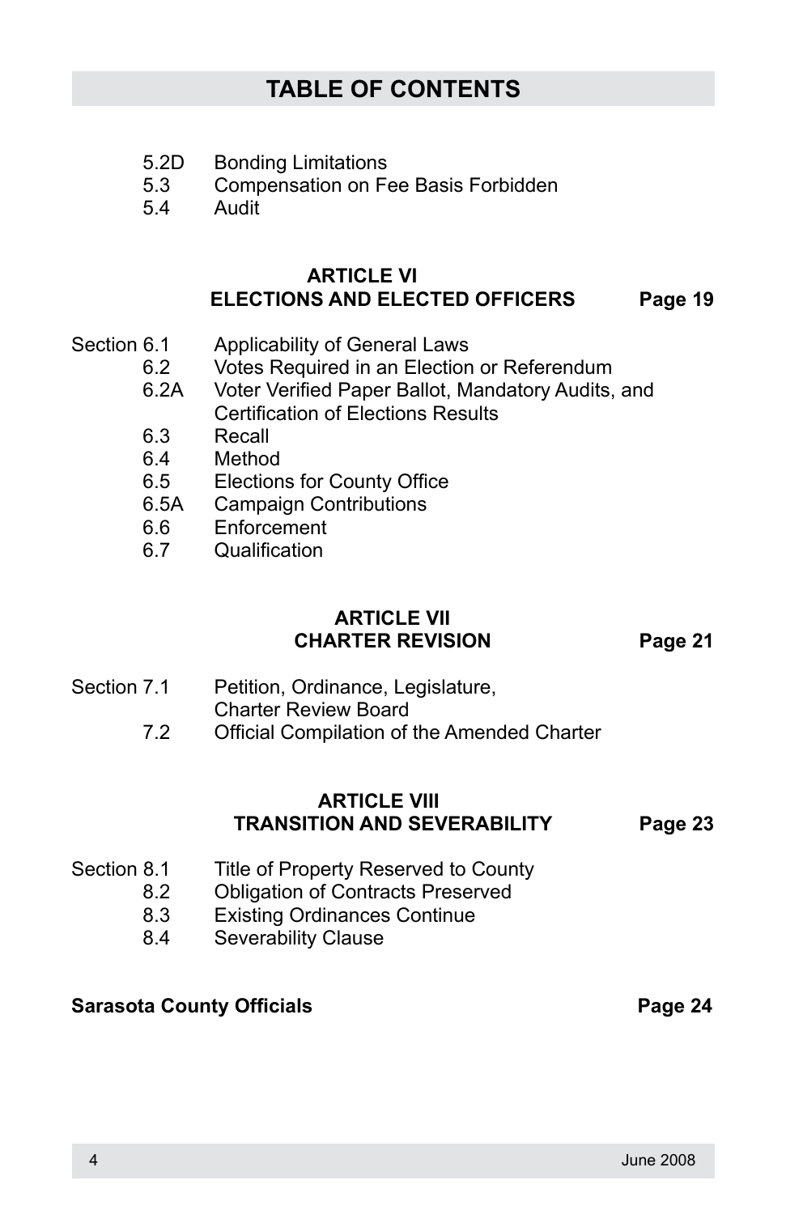# TABLE OF CONTENTS

5.2D Bonding Limitations
5.3 Compensation on Fee Basis Forbidden
5.4 Audit

## ARTICLE VI
## ELECTIONS AND ELECTED OFFICERS — Page 19

Section 6.1 Applicability of General Laws
6.2 Votes Required in an Election or Referendum
6.2A Voter Verified Paper Ballot, Mandatory Audits, and Certification of Elections Results
6.3 Recall
6.4 Method
6.5 Elections for County Office
6.5A Campaign Contributions
6.6 Enforcement
6.7 Qualification

## ARTICLE VII
## CHARTER REVISION — Page 21

Section 7.1 Petition, Ordinance, Legislature, Charter Review Board
7.2 Official Compilation of the Amended Charter

## ARTICLE VIII
## TRANSITION AND SEVERABILITY — Page 23

Section 8.1 Title of Property Reserved to County
8.2 Obligation of Contracts Preserved
8.3 Existing Ordinances Continue
8.4 Severability Clause

**Sarasota County Officials — Page 24**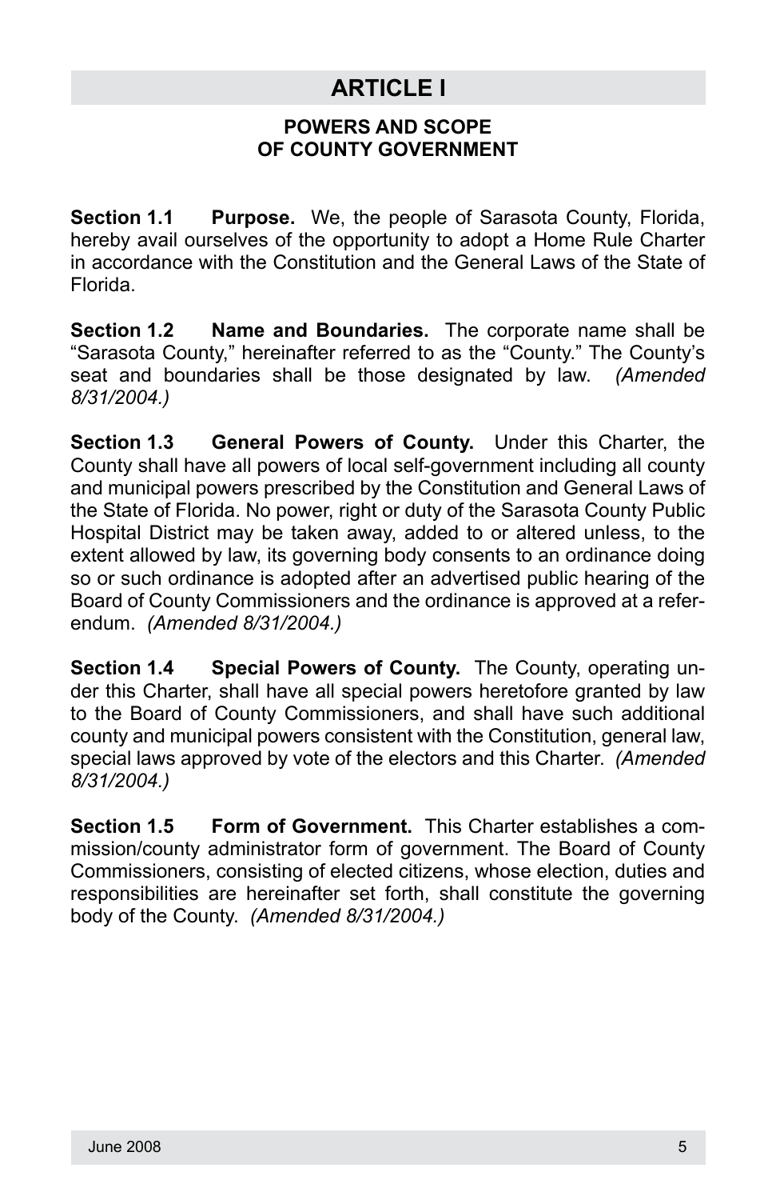# ARTICLE I

## POWERS AND SCOPE OF COUNTY GOVERNMENT

**Section 1.1 Purpose.** We, the people of Sarasota County, Florida, hereby avail ourselves of the opportunity to adopt a Home Rule Charter in accordance with the Constitution and the General Laws of the State of Florida.

**Section 1.2 Name and Boundaries.** The corporate name shall be "Sarasota County," hereinafter referred to as the "County." The County's seat and boundaries shall be those designated by law. *(Amended 8/31/2004.)*

**Section 1.3 General Powers of County.** Under this Charter, the County shall have all powers of local self-government including all county and municipal powers prescribed by the Constitution and General Laws of the State of Florida. No power, right or duty of the Sarasota County Public Hospital District may be taken away, added to or altered unless, to the extent allowed by law, its governing body consents to an ordinance doing so or such ordinance is adopted after an advertised public hearing of the Board of County Commissioners and the ordinance is approved at a referendum. *(Amended 8/31/2004.)*

**Section 1.4 Special Powers of County.** The County, operating under this Charter, shall have all special powers heretofore granted by law to the Board of County Commissioners, and shall have such additional county and municipal powers consistent with the Constitution, general law, special laws approved by vote of the electors and this Charter. *(Amended 8/31/2004.)*

**Section 1.5 Form of Government.** This Charter establishes a commission/county administrator form of government. The Board of County Commissioners, consisting of elected citizens, whose election, duties and responsibilities are hereinafter set forth, shall constitute the governing body of the County. *(Amended 8/31/2004.)*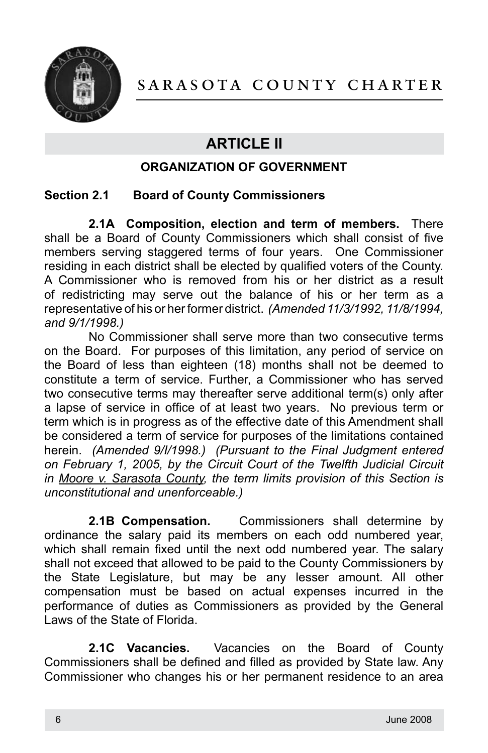## ARTICLE II

### ORGANIZATION OF GOVERNMENT

**Section 2.1 Board of County Commissioners**

**2.1A Composition, election and term of members.** There shall be a Board of County Commissioners which shall consist of five members serving staggered terms of four years. One Commissioner residing in each district shall be elected by qualified voters of the County. A Commissioner who is removed from his or her district as a result of redistricting may serve out the balance of his or her term as a representative of his or her former district. *(Amended 11/3/1992, 11/8/1994, and 9/1/1998.)*

No Commissioner shall serve more than two consecutive terms on the Board. For purposes of this limitation, any period of service on the Board of less than eighteen (18) months shall not be deemed to constitute a term of service. Further, a Commissioner who has served two consecutive terms may thereafter serve additional term(s) only after a lapse of service in office of at least two years. No previous term or term which is in progress as of the effective date of this Amendment shall be considered a term of service for purposes of the limitations contained herein. *(Amended 9/l/1998.) (Pursuant to the Final Judgment entered on February 1, 2005, by the Circuit Court of the Twelfth Judicial Circuit in Moore v. Sarasota County, the term limits provision of this Section is unconstitutional and unenforceable.)*

**2.1B Compensation.** Commissioners shall determine by ordinance the salary paid its members on each odd numbered year, which shall remain fixed until the next odd numbered year. The salary shall not exceed that allowed to be paid to the County Commissioners by the State Legislature, but may be any lesser amount. All other compensation must be based on actual expenses incurred in the performance of duties as Commissioners as provided by the General Laws of the State of Florida.

**2.1C Vacancies.** Vacancies on the Board of County Commissioners shall be defined and filled as provided by State law. Any Commissioner who changes his or her permanent residence to an area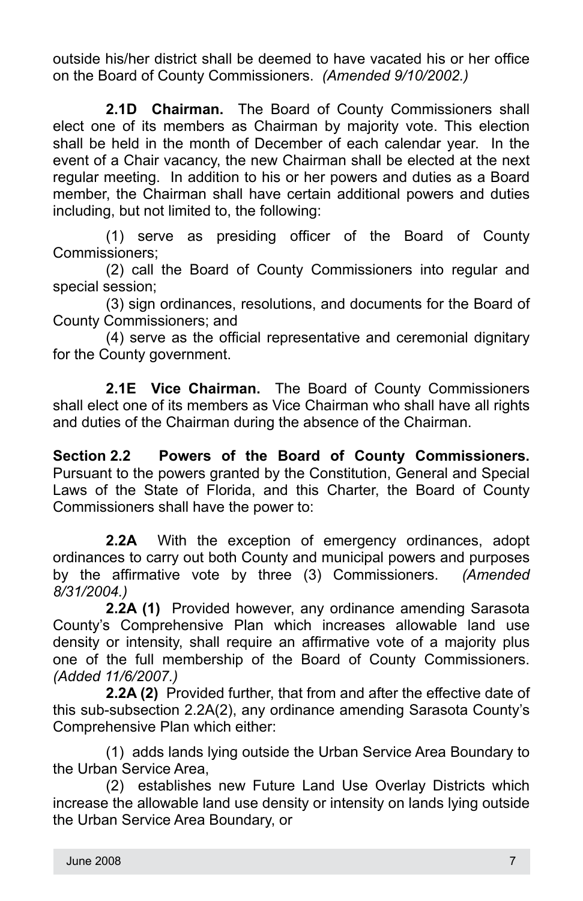outside his/her district shall be deemed to have vacated his or her office on the Board of County Commissioners. *(Amended 9/10/2002.)*

**2.1D Chairman.** The Board of County Commissioners shall elect one of its members as Chairman by majority vote. This election shall be held in the month of December of each calendar year. In the event of a Chair vacancy, the new Chairman shall be elected at the next regular meeting. In addition to his or her powers and duties as a Board member, the Chairman shall have certain additional powers and duties including, but not limited to, the following:

(1) serve as presiding officer of the Board of County Commissioners;
(2) call the Board of County Commissioners into regular and special session;
(3) sign ordinances, resolutions, and documents for the Board of County Commissioners; and
(4) serve as the official representative and ceremonial dignitary for the County government.

**2.1E Vice Chairman.** The Board of County Commissioners shall elect one of its members as Vice Chairman who shall have all rights and duties of the Chairman during the absence of the Chairman.

**Section 2.2 Powers of the Board of County Commissioners.** Pursuant to the powers granted by the Constitution, General and Special Laws of the State of Florida, and this Charter, the Board of County Commissioners shall have the power to:

**2.2A** With the exception of emergency ordinances, adopt ordinances to carry out both County and municipal powers and purposes by the affirmative vote by three (3) Commissioners. *(Amended 8/31/2004.)*

**2.2A (1)** Provided however, any ordinance amending Sarasota County's Comprehensive Plan which increases allowable land use density or intensity, shall require an affirmative vote of a majority plus one of the full membership of the Board of County Commissioners. *(Added 11/6/2007.)*

**2.2A (2)** Provided further, that from and after the effective date of this sub-subsection 2.2A(2), any ordinance amending Sarasota County's Comprehensive Plan which either:

(1) adds lands lying outside the Urban Service Area Boundary to the Urban Service Area,
(2) establishes new Future Land Use Overlay Districts which increase the allowable land use density or intensity on lands lying outside the Urban Service Area Boundary, or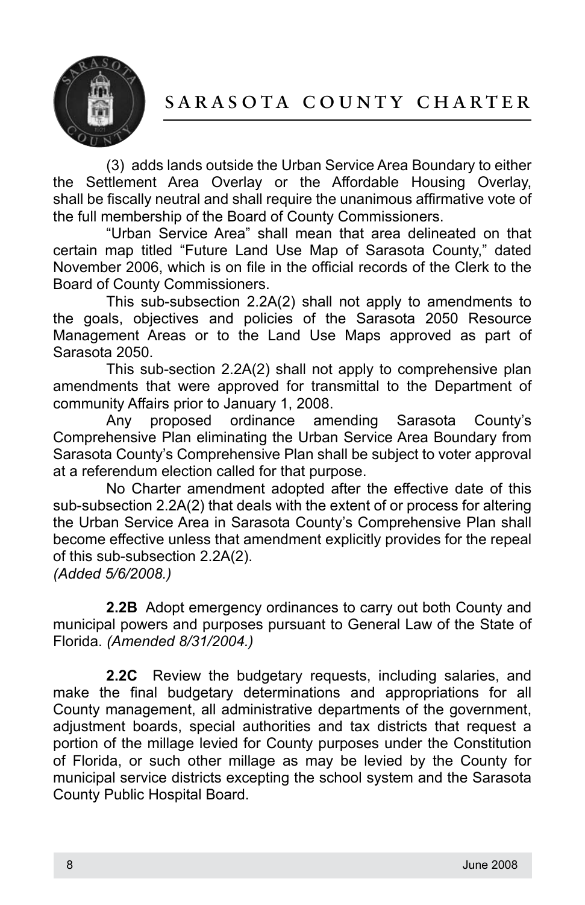(3) adds lands outside the Urban Service Area Boundary to either the Settlement Area Overlay or the Affordable Housing Overlay, shall be fiscally neutral and shall require the unanimous affirmative vote of the full membership of the Board of County Commissioners.

"Urban Service Area" shall mean that area delineated on that certain map titled "Future Land Use Map of Sarasota County," dated November 2006, which is on file in the official records of the Clerk to the Board of County Commissioners.

This sub-subsection 2.2A(2) shall not apply to amendments to the goals, objectives and policies of the Sarasota 2050 Resource Management Areas or to the Land Use Maps approved as part of Sarasota 2050.

This sub-section 2.2A(2) shall not apply to comprehensive plan amendments that were approved for transmittal to the Department of community Affairs prior to January 1, 2008.

Any proposed ordinance amending Sarasota County's Comprehensive Plan eliminating the Urban Service Area Boundary from Sarasota County's Comprehensive Plan shall be subject to voter approval at a referendum election called for that purpose.

No Charter amendment adopted after the effective date of this sub-subsection 2.2A(2) that deals with the extent of or process for altering the Urban Service Area in Sarasota County's Comprehensive Plan shall become effective unless that amendment explicitly provides for the repeal of this sub-subsection 2.2A(2).
*(Added 5/6/2008.)*

**2.2B** Adopt emergency ordinances to carry out both County and municipal powers and purposes pursuant to General Law of the State of Florida. *(Amended 8/31/2004.)*

**2.2C** Review the budgetary requests, including salaries, and make the final budgetary determinations and appropriations for all County management, all administrative departments of the government, adjustment boards, special authorities and tax districts that request a portion of the millage levied for County purposes under the Constitution of Florida, or such other millage as may be levied by the County for municipal service districts excepting the school system and the Sarasota County Public Hospital Board.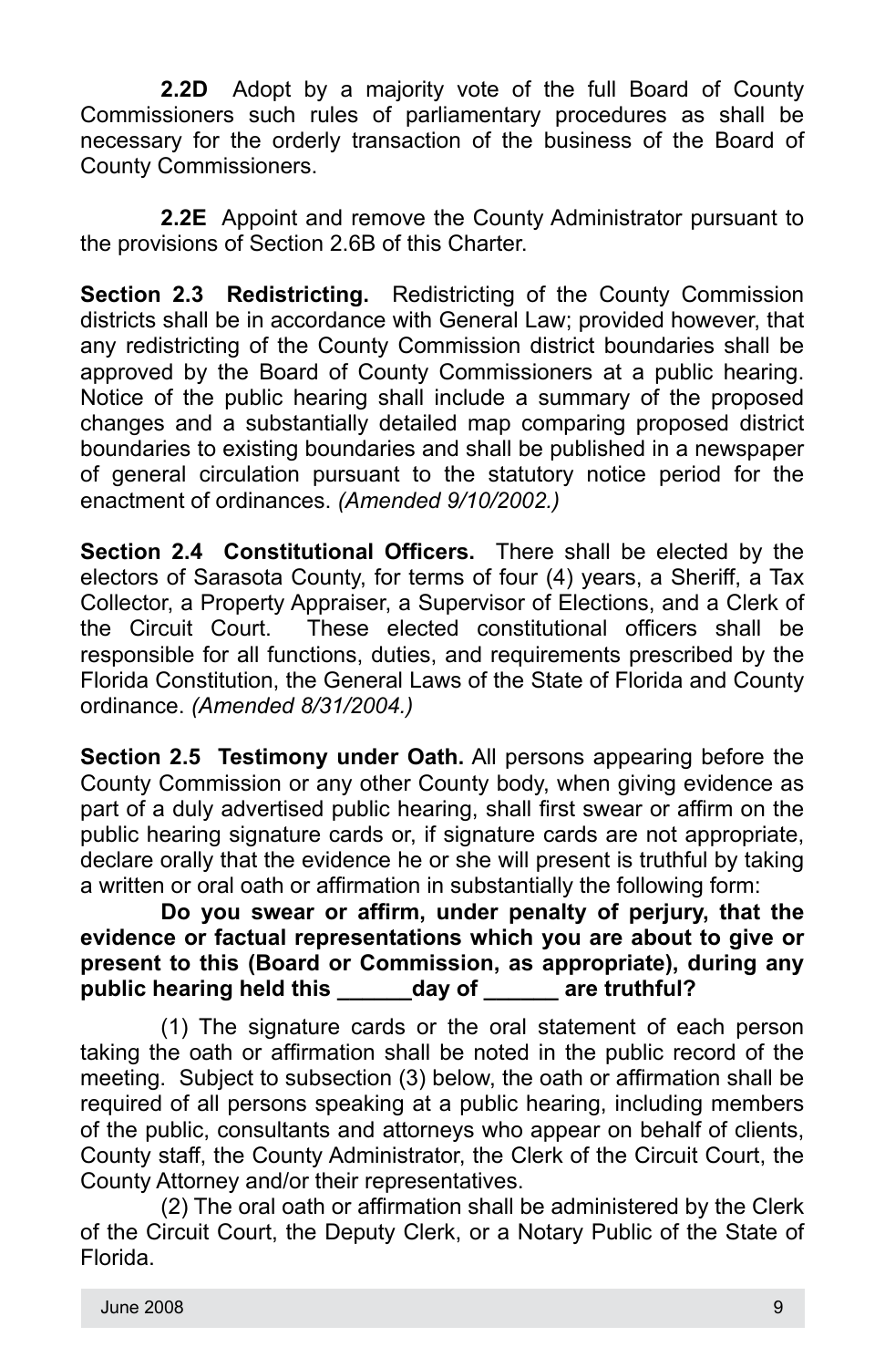**2.2D** Adopt by a majority vote of the full Board of County Commissioners such rules of parliamentary procedures as shall be necessary for the orderly transaction of the business of the Board of County Commissioners.

**2.2E** Appoint and remove the County Administrator pursuant to the provisions of Section 2.6B of this Charter.

**Section 2.3 Redistricting.** Redistricting of the County Commission districts shall be in accordance with General Law; provided however, that any redistricting of the County Commission district boundaries shall be approved by the Board of County Commissioners at a public hearing. Notice of the public hearing shall include a summary of the proposed changes and a substantially detailed map comparing proposed district boundaries to existing boundaries and shall be published in a newspaper of general circulation pursuant to the statutory notice period for the enactment of ordinances. *(Amended 9/10/2002.)*

**Section 2.4 Constitutional Officers.** There shall be elected by the electors of Sarasota County, for terms of four (4) years, a Sheriff, a Tax Collector, a Property Appraiser, a Supervisor of Elections, and a Clerk of the Circuit Court. These elected constitutional officers shall be responsible for all functions, duties, and requirements prescribed by the Florida Constitution, the General Laws of the State of Florida and County ordinance. *(Amended 8/31/2004.)*

**Section 2.5 Testimony under Oath.** All persons appearing before the County Commission or any other County body, when giving evidence as part of a duly advertised public hearing, shall first swear or affirm on the public hearing signature cards or, if signature cards are not appropriate, declare orally that the evidence he or she will present is truthful by taking a written or oral oath or affirmation in substantially the following form:

**Do you swear or affirm, under penalty of perjury, that the evidence or factual representations which you are about to give or present to this (Board or Commission, as appropriate), during any public hearing held this ______day of ______ are truthful?**

(1) The signature cards or the oral statement of each person taking the oath or affirmation shall be noted in the public record of the meeting. Subject to subsection (3) below, the oath or affirmation shall be required of all persons speaking at a public hearing, including members of the public, consultants and attorneys who appear on behalf of clients, County staff, the County Administrator, the Clerk of the Circuit Court, the County Attorney and/or their representatives.

(2) The oral oath or affirmation shall be administered by the Clerk of the Circuit Court, the Deputy Clerk, or a Notary Public of the State of Florida.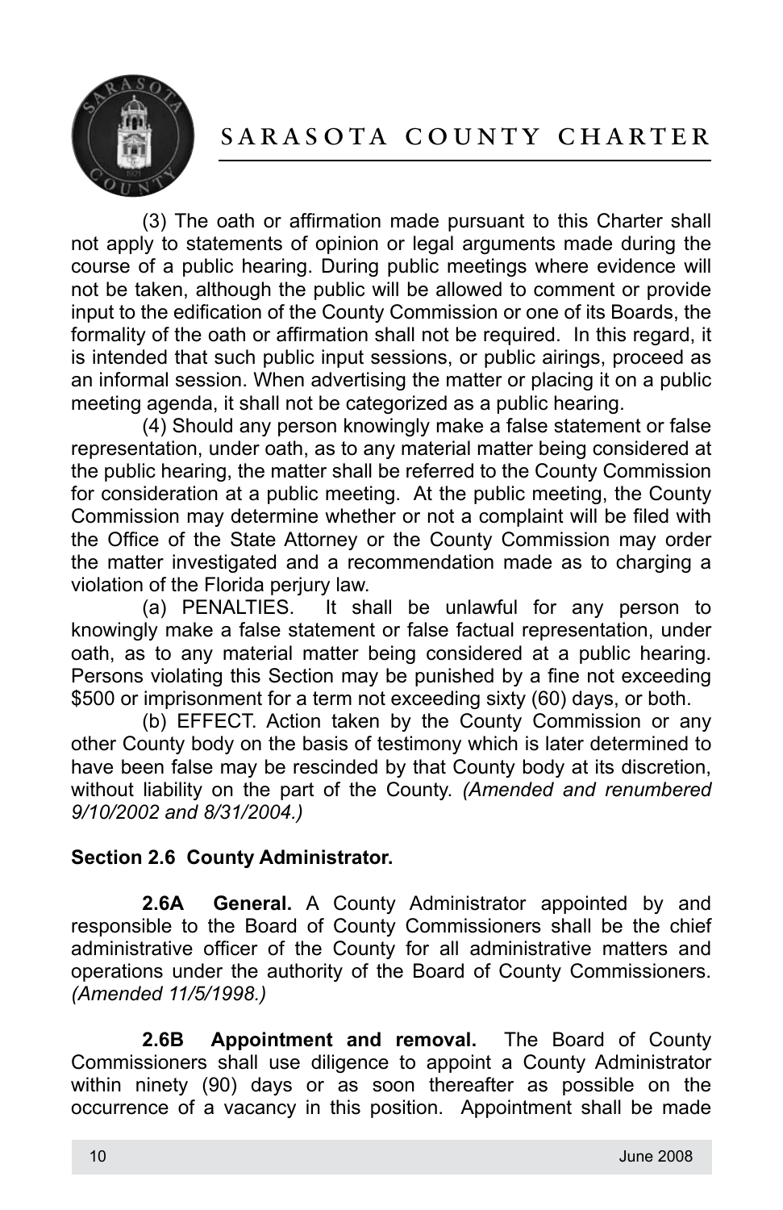(3) The oath or affirmation made pursuant to this Charter shall not apply to statements of opinion or legal arguments made during the course of a public hearing. During public meetings where evidence will not be taken, although the public will be allowed to comment or provide input to the edification of the County Commission or one of its Boards, the formality of the oath or affirmation shall not be required. In this regard, it is intended that such public input sessions, or public airings, proceed as an informal session. When advertising the matter or placing it on a public meeting agenda, it shall not be categorized as a public hearing.

(4) Should any person knowingly make a false statement or false representation, under oath, as to any material matter being considered at the public hearing, the matter shall be referred to the County Commission for consideration at a public meeting. At the public meeting, the County Commission may determine whether or not a complaint will be filed with the Office of the State Attorney or the County Commission may order the matter investigated and a recommendation made as to charging a violation of the Florida perjury law.

(a) PENALTIES. It shall be unlawful for any person to knowingly make a false statement or false factual representation, under oath, as to any material matter being considered at a public hearing. Persons violating this Section may be punished by a fine not exceeding $500 or imprisonment for a term not exceeding sixty (60) days, or both.

(b) EFFECT. Action taken by the County Commission or any other County body on the basis of testimony which is later determined to have been false may be rescinded by that County body at its discretion, without liability on the part of the County. *(Amended and renumbered 9/10/2002 and 8/31/2004.)*

**Section 2.6 County Administrator.**

**2.6A General.** A County Administrator appointed by and responsible to the Board of County Commissioners shall be the chief administrative officer of the County for all administrative matters and operations under the authority of the Board of County Commissioners. *(Amended 11/5/1998.)*

**2.6B Appointment and removal.** The Board of County Commissioners shall use diligence to appoint a County Administrator within ninety (90) days or as soon thereafter as possible on the occurrence of a vacancy in this position. Appointment shall be made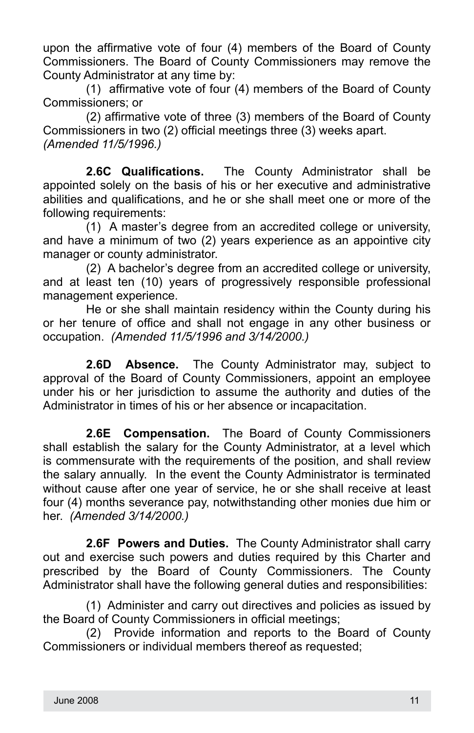upon the affirmative vote of four (4) members of the Board of County Commissioners. The Board of County Commissioners may remove the County Administrator at any time by:

(1) affirmative vote of four (4) members of the Board of County Commissioners; or

(2) affirmative vote of three (3) members of the Board of County Commissioners in two (2) official meetings three (3) weeks apart. *(Amended 11/5/1996.)*

**2.6C Qualifications.** The County Administrator shall be appointed solely on the basis of his or her executive and administrative abilities and qualifications, and he or she shall meet one or more of the following requirements:

(1) A master's degree from an accredited college or university, and have a minimum of two (2) years experience as an appointive city manager or county administrator.

(2) A bachelor's degree from an accredited college or university, and at least ten (10) years of progressively responsible professional management experience.

He or she shall maintain residency within the County during his or her tenure of office and shall not engage in any other business or occupation. *(Amended 11/5/1996 and 3/14/2000.)*

**2.6D Absence.** The County Administrator may, subject to approval of the Board of County Commissioners, appoint an employee under his or her jurisdiction to assume the authority and duties of the Administrator in times of his or her absence or incapacitation.

**2.6E Compensation.** The Board of County Commissioners shall establish the salary for the County Administrator, at a level which is commensurate with the requirements of the position, and shall review the salary annually. In the event the County Administrator is terminated without cause after one year of service, he or she shall receive at least four (4) months severance pay, notwithstanding other monies due him or her. *(Amended 3/14/2000.)*

**2.6F Powers and Duties.** The County Administrator shall carry out and exercise such powers and duties required by this Charter and prescribed by the Board of County Commissioners. The County Administrator shall have the following general duties and responsibilities:

(1) Administer and carry out directives and policies as issued by the Board of County Commissioners in official meetings;

(2) Provide information and reports to the Board of County Commissioners or individual members thereof as requested;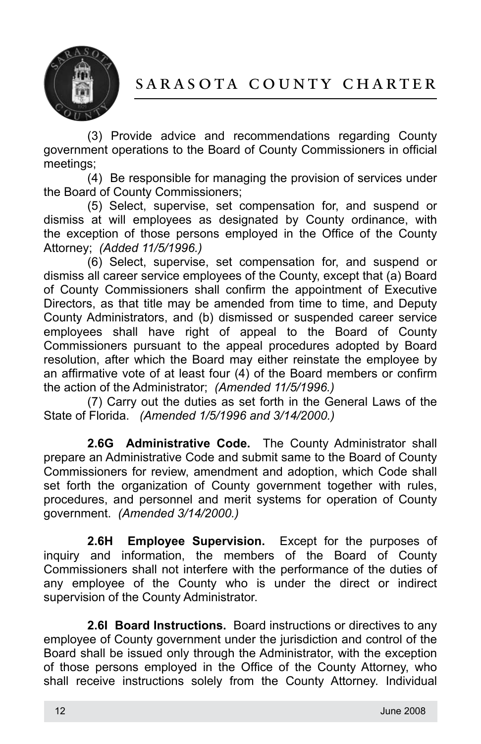(3) Provide advice and recommendations regarding County government operations to the Board of County Commissioners in official meetings;

(4) Be responsible for managing the provision of services under the Board of County Commissioners;

(5) Select, supervise, set compensation for, and suspend or dismiss at will employees as designated by County ordinance, with the exception of those persons employed in the Office of the County Attorney; *(Added 11/5/1996.)*

(6) Select, supervise, set compensation for, and suspend or dismiss all career service employees of the County, except that (a) Board of County Commissioners shall confirm the appointment of Executive Directors, as that title may be amended from time to time, and Deputy County Administrators, and (b) dismissed or suspended career service employees shall have right of appeal to the Board of County Commissioners pursuant to the appeal procedures adopted by Board resolution, after which the Board may either reinstate the employee by an affirmative vote of at least four (4) of the Board members or confirm the action of the Administrator; *(Amended 11/5/1996.)*

(7) Carry out the duties as set forth in the General Laws of the State of Florida. *(Amended 1/5/1996 and 3/14/2000.)*

**2.6G Administrative Code.** The County Administrator shall prepare an Administrative Code and submit same to the Board of County Commissioners for review, amendment and adoption, which Code shall set forth the organization of County government together with rules, procedures, and personnel and merit systems for operation of County government. *(Amended 3/14/2000.)*

**2.6H Employee Supervision.** Except for the purposes of inquiry and information, the members of the Board of County Commissioners shall not interfere with the performance of the duties of any employee of the County who is under the direct or indirect supervision of the County Administrator.

**2.6I Board Instructions.** Board instructions or directives to any employee of County government under the jurisdiction and control of the Board shall be issued only through the Administrator, with the exception of those persons employed in the Office of the County Attorney, who shall receive instructions solely from the County Attorney. Individual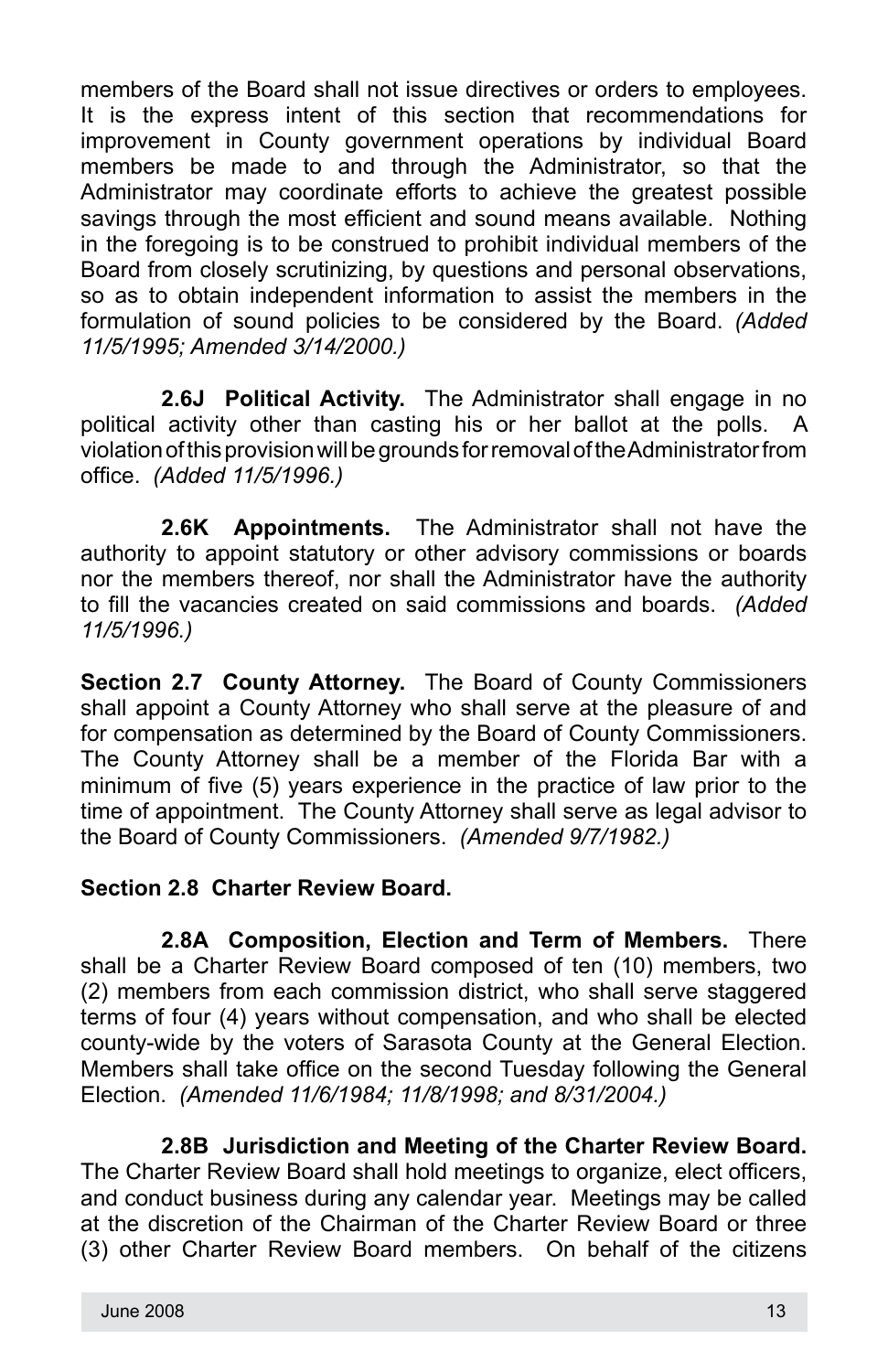members of the Board shall not issue directives or orders to employees. It is the express intent of this section that recommendations for improvement in County government operations by individual Board members be made to and through the Administrator, so that the Administrator may coordinate efforts to achieve the greatest possible savings through the most efficient and sound means available. Nothing in the foregoing is to be construed to prohibit individual members of the Board from closely scrutinizing, by questions and personal observations, so as to obtain independent information to assist the members in the formulation of sound policies to be considered by the Board. *(Added 11/5/1995; Amended 3/14/2000.)*

**2.6J Political Activity.** The Administrator shall engage in no political activity other than casting his or her ballot at the polls. A violation of this provision will be grounds for removal of the Administrator from office. *(Added 11/5/1996.)*

**2.6K Appointments.** The Administrator shall not have the authority to appoint statutory or other advisory commissions or boards nor the members thereof, nor shall the Administrator have the authority to fill the vacancies created on said commissions and boards. *(Added 11/5/1996.)*

**Section 2.7 County Attorney.** The Board of County Commissioners shall appoint a County Attorney who shall serve at the pleasure of and for compensation as determined by the Board of County Commissioners. The County Attorney shall be a member of the Florida Bar with a minimum of five (5) years experience in the practice of law prior to the time of appointment. The County Attorney shall serve as legal advisor to the Board of County Commissioners. *(Amended 9/7/1982.)*

**Section 2.8 Charter Review Board.**

**2.8A Composition, Election and Term of Members.** There shall be a Charter Review Board composed of ten (10) members, two (2) members from each commission district, who shall serve staggered terms of four (4) years without compensation, and who shall be elected county-wide by the voters of Sarasota County at the General Election. Members shall take office on the second Tuesday following the General Election. *(Amended 11/6/1984; 11/8/1998; and 8/31/2004.)*

**2.8B Jurisdiction and Meeting of the Charter Review Board.** The Charter Review Board shall hold meetings to organize, elect officers, and conduct business during any calendar year. Meetings may be called at the discretion of the Chairman of the Charter Review Board or three (3) other Charter Review Board members. On behalf of the citizens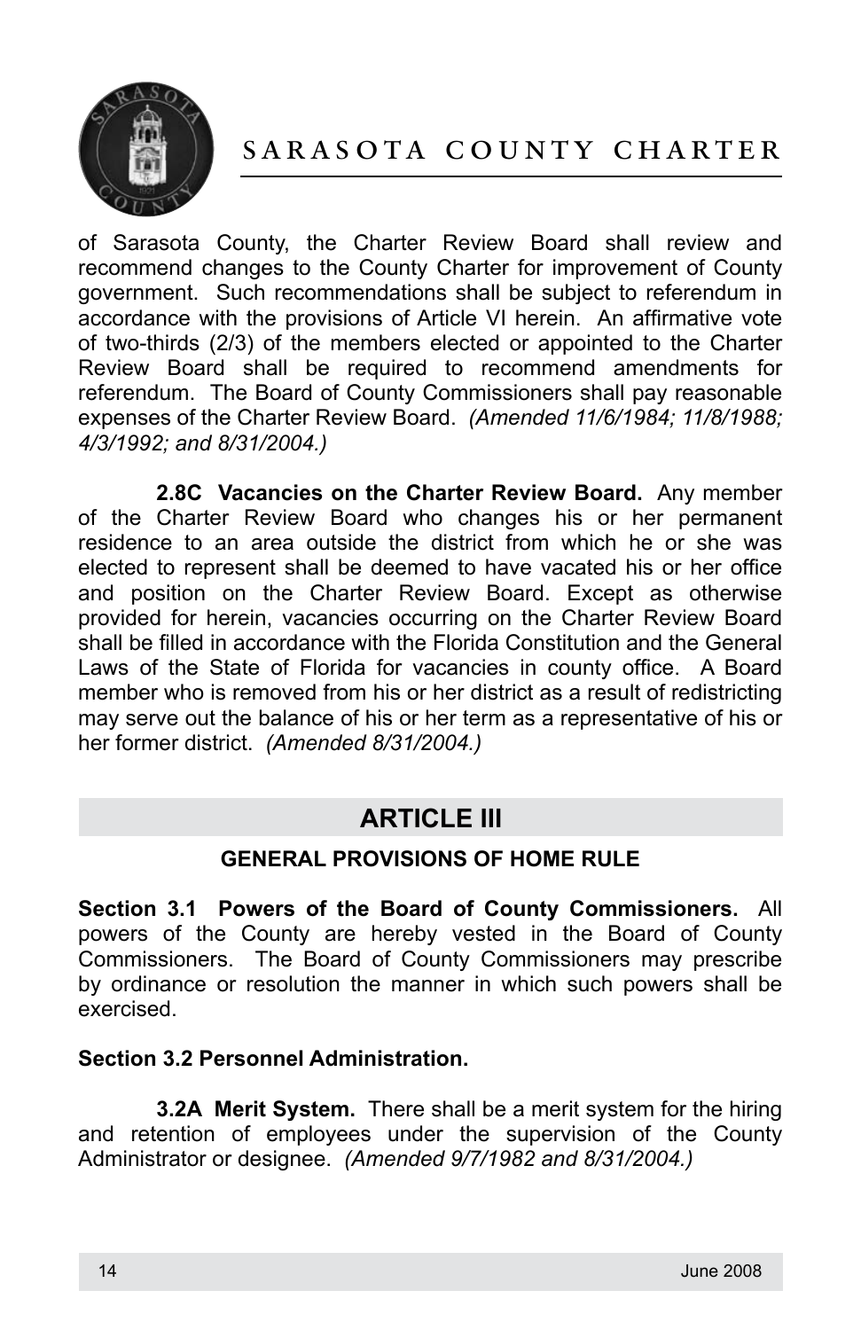of Sarasota County, the Charter Review Board shall review and recommend changes to the County Charter for improvement of County government. Such recommendations shall be subject to referendum in accordance with the provisions of Article VI herein. An affirmative vote of two-thirds (2/3) of the members elected or appointed to the Charter Review Board shall be required to recommend amendments for referendum. The Board of County Commissioners shall pay reasonable expenses of the Charter Review Board. *(Amended 11/6/1984; 11/8/1988; 4/3/1992; and 8/31/2004.)*

**2.8C Vacancies on the Charter Review Board.** Any member of the Charter Review Board who changes his or her permanent residence to an area outside the district from which he or she was elected to represent shall be deemed to have vacated his or her office and position on the Charter Review Board. Except as otherwise provided for herein, vacancies occurring on the Charter Review Board shall be filled in accordance with the Florida Constitution and the General Laws of the State of Florida for vacancies in county office. A Board member who is removed from his or her district as a result of redistricting may serve out the balance of his or her term as a representative of his or her former district. *(Amended 8/31/2004.)*

## ARTICLE III

### GENERAL PROVISIONS OF HOME RULE

**Section 3.1 Powers of the Board of County Commissioners.** All powers of the County are hereby vested in the Board of County Commissioners. The Board of County Commissioners may prescribe by ordinance or resolution the manner in which such powers shall be exercised.

**Section 3.2 Personnel Administration.**

**3.2A Merit System.** There shall be a merit system for the hiring and retention of employees under the supervision of the County Administrator or designee. *(Amended 9/7/1982 and 8/31/2004.)*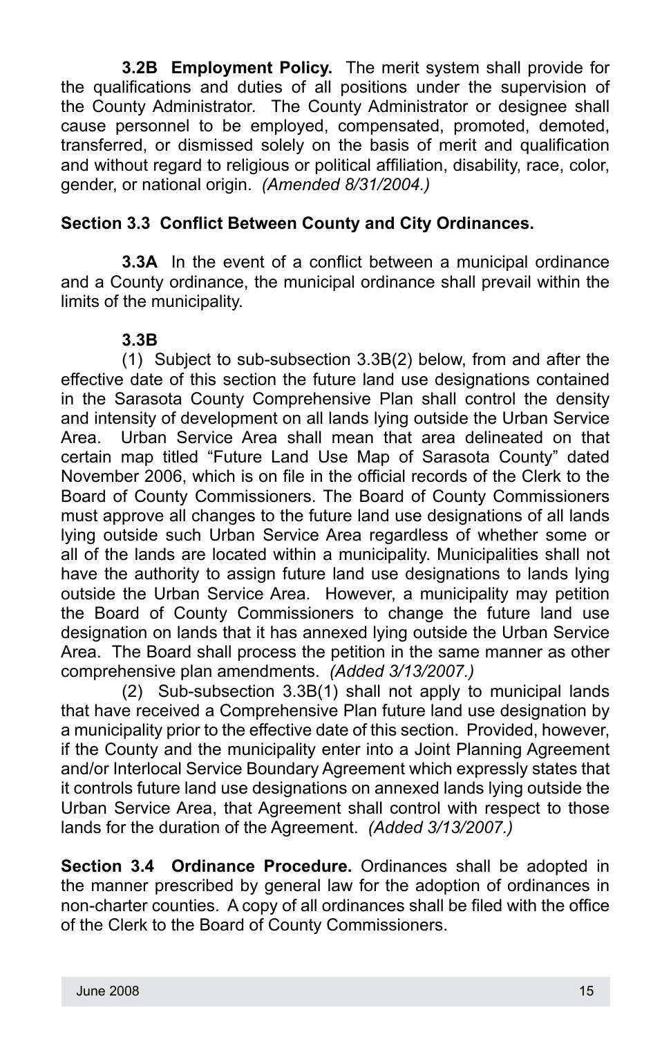**3.2B Employment Policy.** The merit system shall provide for the qualifications and duties of all positions under the supervision of the County Administrator. The County Administrator or designee shall cause personnel to be employed, compensated, promoted, demoted, transferred, or dismissed solely on the basis of merit and qualification and without regard to religious or political affiliation, disability, race, color, gender, or national origin. *(Amended 8/31/2004.)*

**Section 3.3 Conflict Between County and City Ordinances.**

**3.3A** In the event of a conflict between a municipal ordinance and a County ordinance, the municipal ordinance shall prevail within the limits of the municipality.

**3.3B**

(1) Subject to sub-subsection 3.3B(2) below, from and after the effective date of this section the future land use designations contained in the Sarasota County Comprehensive Plan shall control the density and intensity of development on all lands lying outside the Urban Service Area. Urban Service Area shall mean that area delineated on that certain map titled "Future Land Use Map of Sarasota County" dated November 2006, which is on file in the official records of the Clerk to the Board of County Commissioners. The Board of County Commissioners must approve all changes to the future land use designations of all lands lying outside such Urban Service Area regardless of whether some or all of the lands are located within a municipality. Municipalities shall not have the authority to assign future land use designations to lands lying outside the Urban Service Area. However, a municipality may petition the Board of County Commissioners to change the future land use designation on lands that it has annexed lying outside the Urban Service Area. The Board shall process the petition in the same manner as other comprehensive plan amendments. *(Added 3/13/2007.)*

(2) Sub-subsection 3.3B(1) shall not apply to municipal lands that have received a Comprehensive Plan future land use designation by a municipality prior to the effective date of this section. Provided, however, if the County and the municipality enter into a Joint Planning Agreement and/or Interlocal Service Boundary Agreement which expressly states that it controls future land use designations on annexed lands lying outside the Urban Service Area, that Agreement shall control with respect to those lands for the duration of the Agreement. *(Added 3/13/2007.)*

**Section 3.4 Ordinance Procedure.** Ordinances shall be adopted in the manner prescribed by general law for the adoption of ordinances in non-charter counties. A copy of all ordinances shall be filed with the office of the Clerk to the Board of County Commissioners.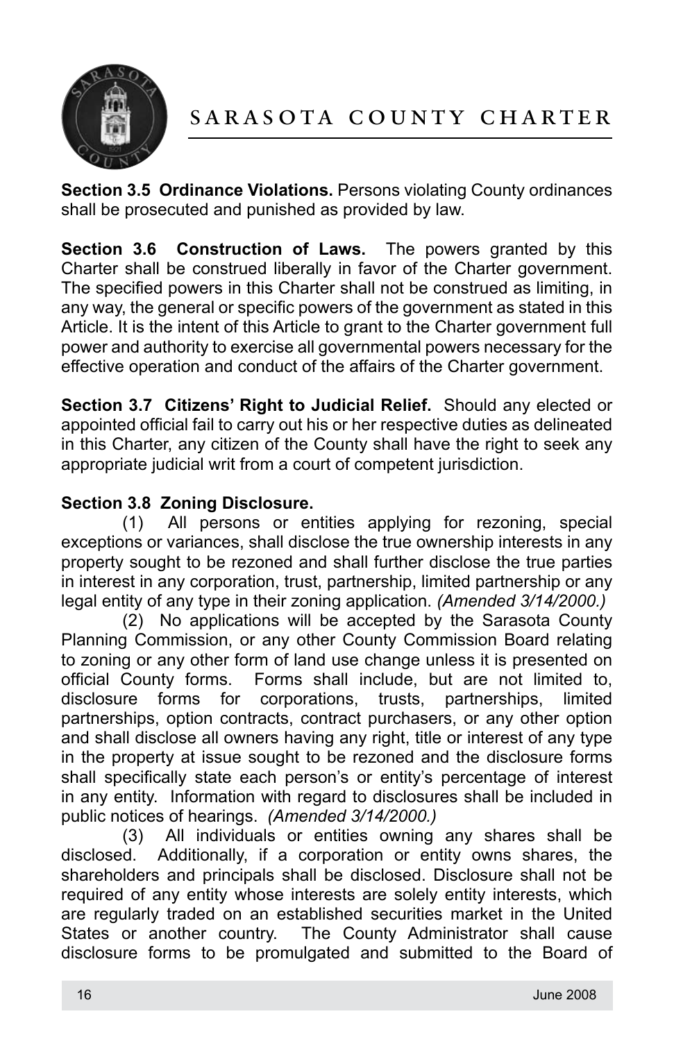**Section 3.5 Ordinance Violations.** Persons violating County ordinances shall be prosecuted and punished as provided by law.

**Section 3.6 Construction of Laws.** The powers granted by this Charter shall be construed liberally in favor of the Charter government. The specified powers in this Charter shall not be construed as limiting, in any way, the general or specific powers of the government as stated in this Article. It is the intent of this Article to grant to the Charter government full power and authority to exercise all governmental powers necessary for the effective operation and conduct of the affairs of the Charter government.

**Section 3.7 Citizens' Right to Judicial Relief.** Should any elected or appointed official fail to carry out his or her respective duties as delineated in this Charter, any citizen of the County shall have the right to seek any appropriate judicial writ from a court of competent jurisdiction.

**Section 3.8 Zoning Disclosure.**

(1) All persons or entities applying for rezoning, special exceptions or variances, shall disclose the true ownership interests in any property sought to be rezoned and shall further disclose the true parties in interest in any corporation, trust, partnership, limited partnership or any legal entity of any type in their zoning application. *(Amended 3/14/2000.)*

(2) No applications will be accepted by the Sarasota County Planning Commission, or any other County Commission Board relating to zoning or any other form of land use change unless it is presented on official County forms. Forms shall include, but are not limited to, disclosure forms for corporations, trusts, partnerships, limited partnerships, option contracts, contract purchasers, or any other option and shall disclose all owners having any right, title or interest of any type in the property at issue sought to be rezoned and the disclosure forms shall specifically state each person's or entity's percentage of interest in any entity. Information with regard to disclosures shall be included in public notices of hearings. *(Amended 3/14/2000.)*

(3) All individuals or entities owning any shares shall be disclosed. Additionally, if a corporation or entity owns shares, the shareholders and principals shall be disclosed. Disclosure shall not be required of any entity whose interests are solely entity interests, which are regularly traded on an established securities market in the United States or another country. The County Administrator shall cause disclosure forms to be promulgated and submitted to the Board of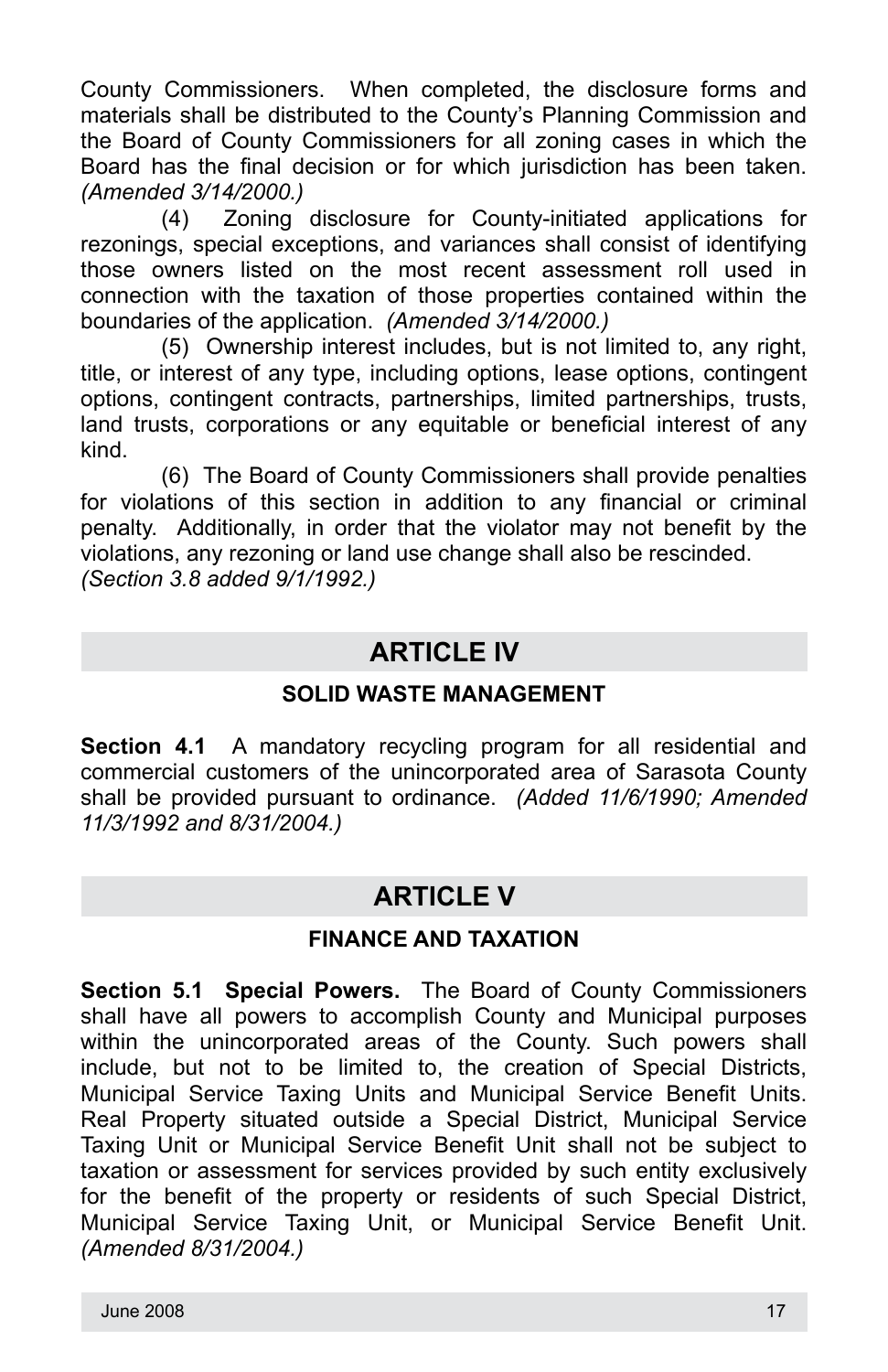County Commissioners. When completed, the disclosure forms and materials shall be distributed to the County's Planning Commission and the Board of County Commissioners for all zoning cases in which the Board has the final decision or for which jurisdiction has been taken. *(Amended 3/14/2000.)*

(4) Zoning disclosure for County-initiated applications for rezonings, special exceptions, and variances shall consist of identifying those owners listed on the most recent assessment roll used in connection with the taxation of those properties contained within the boundaries of the application. *(Amended 3/14/2000.)*

(5) Ownership interest includes, but is not limited to, any right, title, or interest of any type, including options, lease options, contingent options, contingent contracts, partnerships, limited partnerships, trusts, land trusts, corporations or any equitable or beneficial interest of any kind.

(6) The Board of County Commissioners shall provide penalties for violations of this section in addition to any financial or criminal penalty. Additionally, in order that the violator may not benefit by the violations, any rezoning or land use change shall also be rescinded.
*(Section 3.8 added 9/1/1992.)*

## ARTICLE IV

### SOLID WASTE MANAGEMENT

**Section 4.1** A mandatory recycling program for all residential and commercial customers of the unincorporated area of Sarasota County shall be provided pursuant to ordinance. *(Added 11/6/1990; Amended 11/3/1992 and 8/31/2004.)*

## ARTICLE V

### FINANCE AND TAXATION

**Section 5.1 Special Powers.** The Board of County Commissioners shall have all powers to accomplish County and Municipal purposes within the unincorporated areas of the County. Such powers shall include, but not to be limited to, the creation of Special Districts, Municipal Service Taxing Units and Municipal Service Benefit Units. Real Property situated outside a Special District, Municipal Service Taxing Unit or Municipal Service Benefit Unit shall not be subject to taxation or assessment for services provided by such entity exclusively for the benefit of the property or residents of such Special District, Municipal Service Taxing Unit, or Municipal Service Benefit Unit. *(Amended 8/31/2004.)*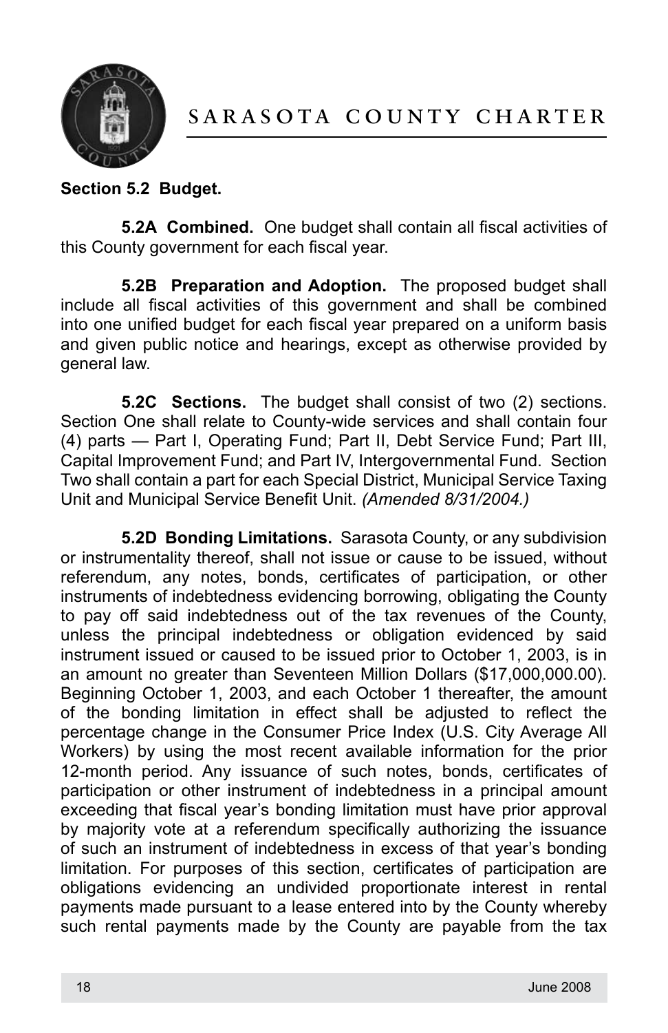**Section 5.2 Budget.**

**5.2A Combined.** One budget shall contain all fiscal activities of this County government for each fiscal year.

**5.2B Preparation and Adoption.** The proposed budget shall include all fiscal activities of this government and shall be combined into one unified budget for each fiscal year prepared on a uniform basis and given public notice and hearings, except as otherwise provided by general law.

**5.2C Sections.** The budget shall consist of two (2) sections. Section One shall relate to County-wide services and shall contain four (4) parts — Part I, Operating Fund; Part II, Debt Service Fund; Part III, Capital Improvement Fund; and Part IV, Intergovernmental Fund. Section Two shall contain a part for each Special District, Municipal Service Taxing Unit and Municipal Service Benefit Unit. *(Amended 8/31/2004.)*

**5.2D Bonding Limitations.** Sarasota County, or any subdivision or instrumentality thereof, shall not issue or cause to be issued, without referendum, any notes, bonds, certificates of participation, or other instruments of indebtedness evidencing borrowing, obligating the County to pay off said indebtedness out of the tax revenues of the County, unless the principal indebtedness or obligation evidenced by said instrument issued or caused to be issued prior to October 1, 2003, is in an amount no greater than Seventeen Million Dollars ($17,000,000.00). Beginning October 1, 2003, and each October 1 thereafter, the amount of the bonding limitation in effect shall be adjusted to reflect the percentage change in the Consumer Price Index (U.S. City Average All Workers) by using the most recent available information for the prior 12-month period. Any issuance of such notes, bonds, certificates of participation or other instrument of indebtedness in a principal amount exceeding that fiscal year's bonding limitation must have prior approval by majority vote at a referendum specifically authorizing the issuance of such an instrument of indebtedness in excess of that year's bonding limitation. For purposes of this section, certificates of participation are obligations evidencing an undivided proportionate interest in rental payments made pursuant to a lease entered into by the County whereby such rental payments made by the County are payable from the tax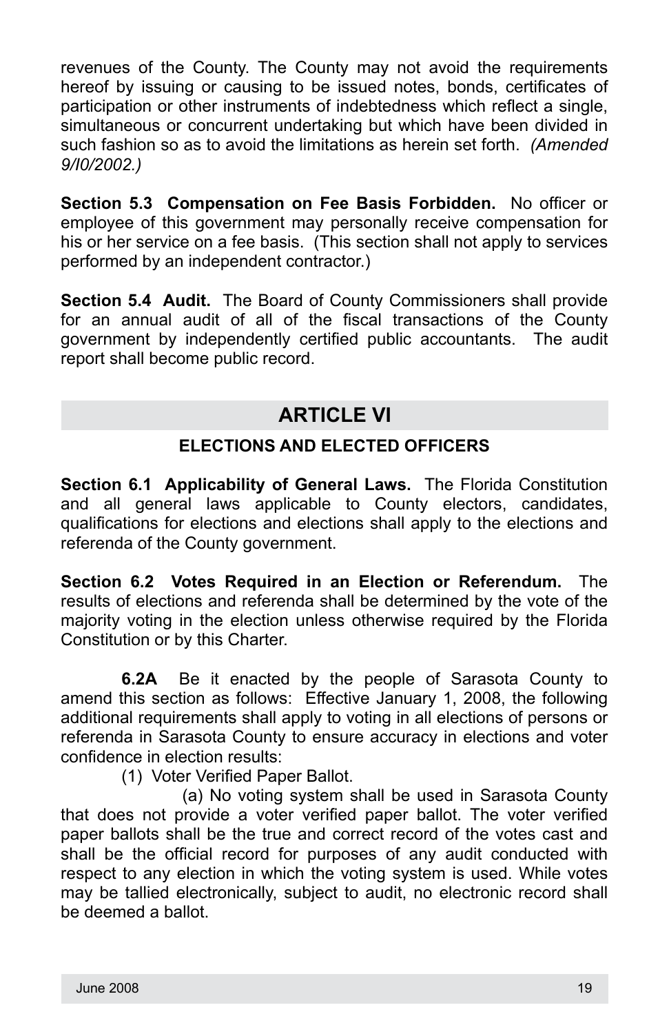revenues of the County. The County may not avoid the requirements hereof by issuing or causing to be issued notes, bonds, certificates of participation or other instruments of indebtedness which reflect a single, simultaneous or concurrent undertaking but which have been divided in such fashion so as to avoid the limitations as herein set forth. *(Amended 9/I0/2002.)*

**Section 5.3 Compensation on Fee Basis Forbidden.** No officer or employee of this government may personally receive compensation for his or her service on a fee basis. (This section shall not apply to services performed by an independent contractor.)

**Section 5.4 Audit.** The Board of County Commissioners shall provide for an annual audit of all of the fiscal transactions of the County government by independently certified public accountants. The audit report shall become public record.

## ARTICLE VI

### ELECTIONS AND ELECTED OFFICERS

**Section 6.1 Applicability of General Laws.** The Florida Constitution and all general laws applicable to County electors, candidates, qualifications for elections and elections shall apply to the elections and referenda of the County government.

**Section 6.2 Votes Required in an Election or Referendum.** The results of elections and referenda shall be determined by the vote of the majority voting in the election unless otherwise required by the Florida Constitution or by this Charter.

**6.2A** Be it enacted by the people of Sarasota County to amend this section as follows: Effective January 1, 2008, the following additional requirements shall apply to voting in all elections of persons or referenda in Sarasota County to ensure accuracy in elections and voter confidence in election results:

(1) Voter Verified Paper Ballot.

(a) No voting system shall be used in Sarasota County that does not provide a voter verified paper ballot. The voter verified paper ballots shall be the true and correct record of the votes cast and shall be the official record for purposes of any audit conducted with respect to any election in which the voting system is used. While votes may be tallied electronically, subject to audit, no electronic record shall be deemed a ballot.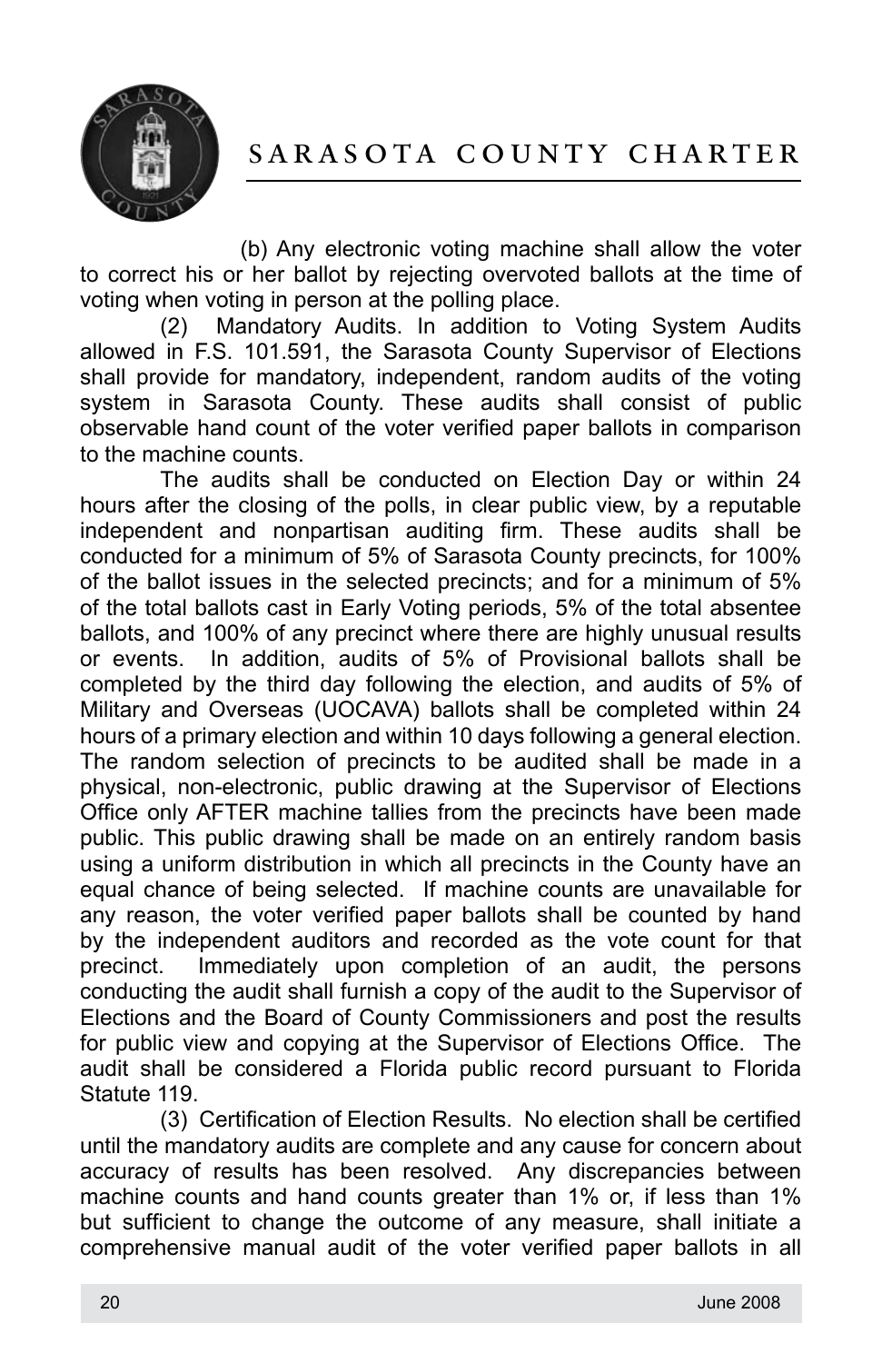(b) Any electronic voting machine shall allow the voter to correct his or her ballot by rejecting overvoted ballots at the time of voting when voting in person at the polling place.

(2) Mandatory Audits. In addition to Voting System Audits allowed in F.S. 101.591, the Sarasota County Supervisor of Elections shall provide for mandatory, independent, random audits of the voting system in Sarasota County. These audits shall consist of public observable hand count of the voter verified paper ballots in comparison to the machine counts.

The audits shall be conducted on Election Day or within 24 hours after the closing of the polls, in clear public view, by a reputable independent and nonpartisan auditing firm. These audits shall be conducted for a minimum of 5% of Sarasota County precincts, for 100% of the ballot issues in the selected precincts; and for a minimum of 5% of the total ballots cast in Early Voting periods, 5% of the total absentee ballots, and 100% of any precinct where there are highly unusual results or events. In addition, audits of 5% of Provisional ballots shall be completed by the third day following the election, and audits of 5% of Military and Overseas (UOCAVA) ballots shall be completed within 24 hours of a primary election and within 10 days following a general election. The random selection of precincts to be audited shall be made in a physical, non-electronic, public drawing at the Supervisor of Elections Office only AFTER machine tallies from the precincts have been made public. This public drawing shall be made on an entirely random basis using a uniform distribution in which all precincts in the County have an equal chance of being selected. If machine counts are unavailable for any reason, the voter verified paper ballots shall be counted by hand by the independent auditors and recorded as the vote count for that precinct. Immediately upon completion of an audit, the persons conducting the audit shall furnish a copy of the audit to the Supervisor of Elections and the Board of County Commissioners and post the results for public view and copying at the Supervisor of Elections Office. The audit shall be considered a Florida public record pursuant to Florida Statute 119.

(3) Certification of Election Results. No election shall be certified until the mandatory audits are complete and any cause for concern about accuracy of results has been resolved. Any discrepancies between machine counts and hand counts greater than 1% or, if less than 1% but sufficient to change the outcome of any measure, shall initiate a comprehensive manual audit of the voter verified paper ballots in all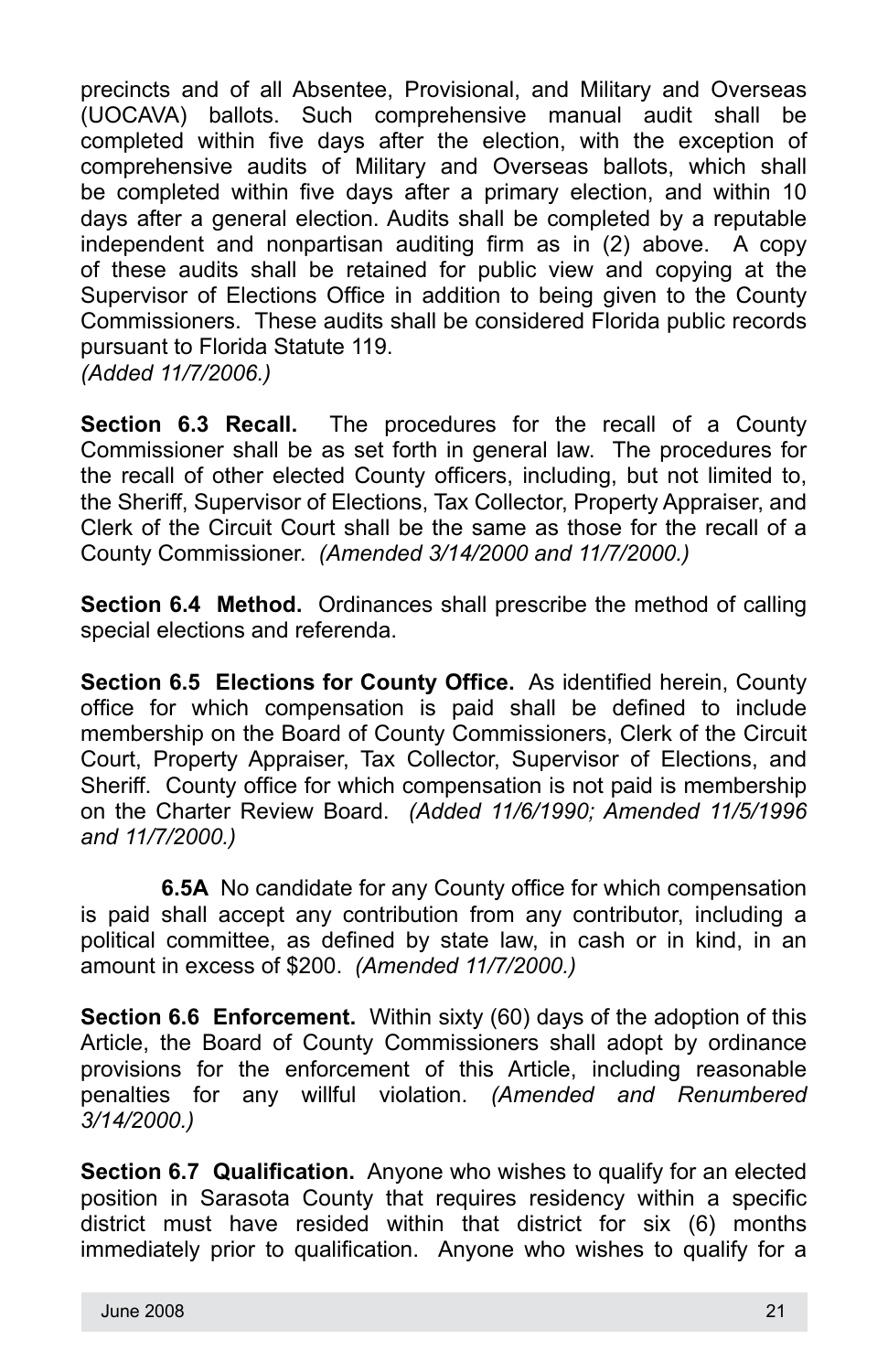precincts and of all Absentee, Provisional, and Military and Overseas (UOCAVA) ballots. Such comprehensive manual audit shall be completed within five days after the election, with the exception of comprehensive audits of Military and Overseas ballots, which shall be completed within five days after a primary election, and within 10 days after a general election. Audits shall be completed by a reputable independent and nonpartisan auditing firm as in (2) above. A copy of these audits shall be retained for public view and copying at the Supervisor of Elections Office in addition to being given to the County Commissioners. These audits shall be considered Florida public records pursuant to Florida Statute 119.
*(Added 11/7/2006.)*

**Section 6.3 Recall.** The procedures for the recall of a County Commissioner shall be as set forth in general law. The procedures for the recall of other elected County officers, including, but not limited to, the Sheriff, Supervisor of Elections, Tax Collector, Property Appraiser, and Clerk of the Circuit Court shall be the same as those for the recall of a County Commissioner. *(Amended 3/14/2000 and 11/7/2000.)*

**Section 6.4 Method.** Ordinances shall prescribe the method of calling special elections and referenda.

**Section 6.5 Elections for County Office.** As identified herein, County office for which compensation is paid shall be defined to include membership on the Board of County Commissioners, Clerk of the Circuit Court, Property Appraiser, Tax Collector, Supervisor of Elections, and Sheriff. County office for which compensation is not paid is membership on the Charter Review Board. *(Added 11/6/1990; Amended 11/5/1996 and 11/7/2000.)*

**6.5A** No candidate for any County office for which compensation is paid shall accept any contribution from any contributor, including a political committee, as defined by state law, in cash or in kind, in an amount in excess of $200. *(Amended 11/7/2000.)*

**Section 6.6 Enforcement.** Within sixty (60) days of the adoption of this Article, the Board of County Commissioners shall adopt by ordinance provisions for the enforcement of this Article, including reasonable penalties for any willful violation. *(Amended and Renumbered 3/14/2000.)*

**Section 6.7 Qualification.** Anyone who wishes to qualify for an elected position in Sarasota County that requires residency within a specific district must have resided within that district for six (6) months immediately prior to qualification. Anyone who wishes to qualify for a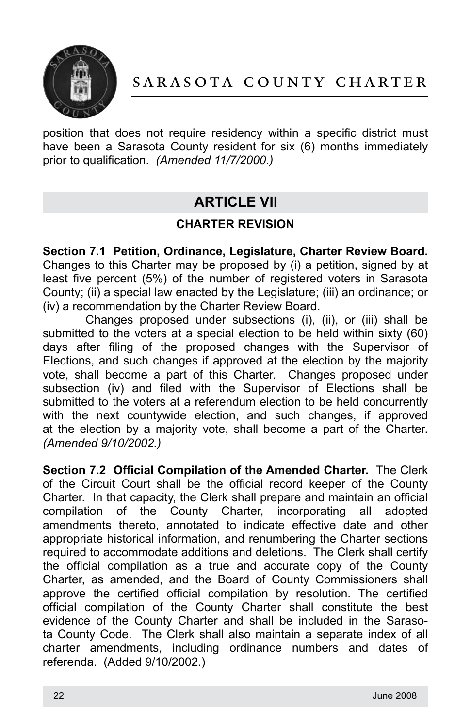position that does not require residency within a specific district must have been a Sarasota County resident for six (6) months immediately prior to qualification. *(Amended 11/7/2000.)*

## ARTICLE VII

### CHARTER REVISION

**Section 7.1 Petition, Ordinance, Legislature, Charter Review Board.** Changes to this Charter may be proposed by (i) a petition, signed by at least five percent (5%) of the number of registered voters in Sarasota County; (ii) a special law enacted by the Legislature; (iii) an ordinance; or (iv) a recommendation by the Charter Review Board.

Changes proposed under subsections (i), (ii), or (iii) shall be submitted to the voters at a special election to be held within sixty (60) days after filing of the proposed changes with the Supervisor of Elections, and such changes if approved at the election by the majority vote, shall become a part of this Charter. Changes proposed under subsection (iv) and filed with the Supervisor of Elections shall be submitted to the voters at a referendum election to be held concurrently with the next countywide election, and such changes, if approved at the election by a majority vote, shall become a part of the Charter. *(Amended 9/10/2002.)*

**Section 7.2 Official Compilation of the Amended Charter.** The Clerk of the Circuit Court shall be the official record keeper of the County Charter. In that capacity, the Clerk shall prepare and maintain an official compilation of the County Charter, incorporating all adopted amendments thereto, annotated to indicate effective date and other appropriate historical information, and renumbering the Charter sections required to accommodate additions and deletions. The Clerk shall certify the official compilation as a true and accurate copy of the County Charter, as amended, and the Board of County Commissioners shall approve the certified official compilation by resolution. The certified official compilation of the County Charter shall constitute the best evidence of the County Charter and shall be included in the Sarasota County Code. The Clerk shall also maintain a separate index of all charter amendments, including ordinance numbers and dates of referenda. (Added 9/10/2002.)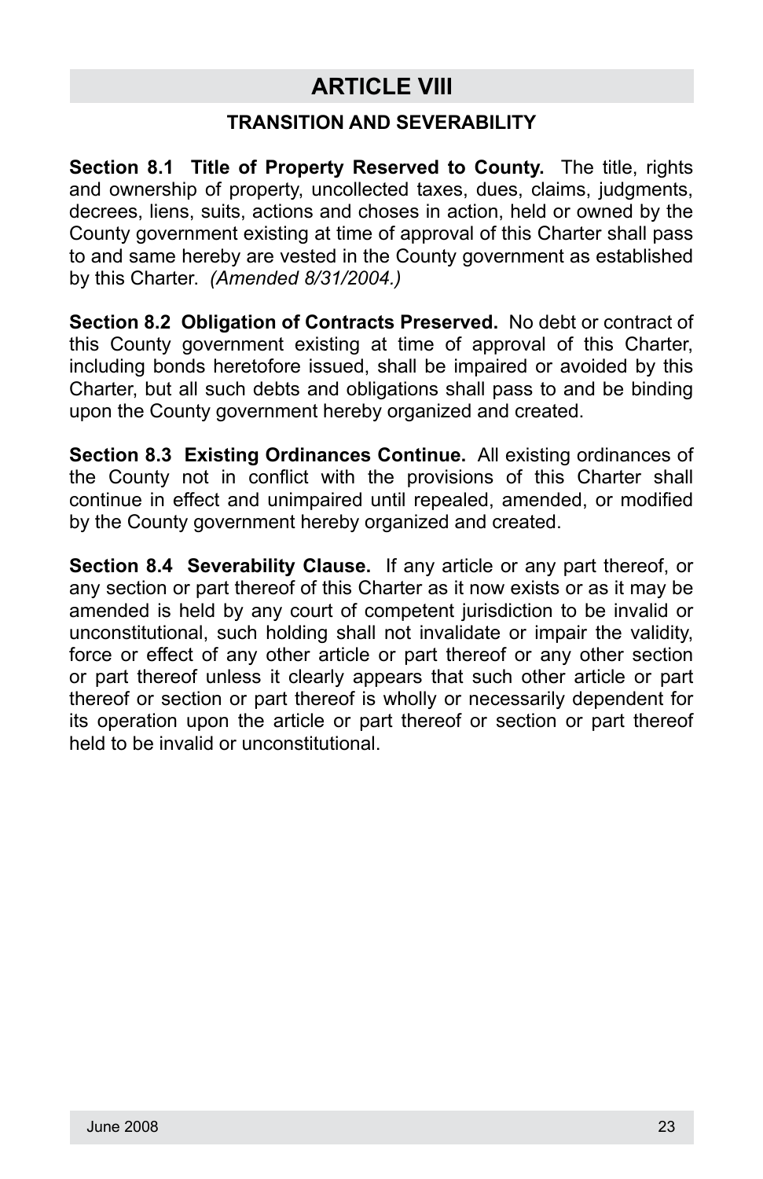# ARTICLE VIII

## TRANSITION AND SEVERABILITY

**Section 8.1 Title of Property Reserved to County.** The title, rights and ownership of property, uncollected taxes, dues, claims, judgments, decrees, liens, suits, actions and choses in action, held or owned by the County government existing at time of approval of this Charter shall pass to and same hereby are vested in the County government as established by this Charter. *(Amended 8/31/2004.)*

**Section 8.2 Obligation of Contracts Preserved.** No debt or contract of this County government existing at time of approval of this Charter, including bonds heretofore issued, shall be impaired or avoided by this Charter, but all such debts and obligations shall pass to and be binding upon the County government hereby organized and created.

**Section 8.3 Existing Ordinances Continue.** All existing ordinances of the County not in conflict with the provisions of this Charter shall continue in effect and unimpaired until repealed, amended, or modified by the County government hereby organized and created.

**Section 8.4 Severability Clause.** If any article or any part thereof, or any section or part thereof of this Charter as it now exists or as it may be amended is held by any court of competent jurisdiction to be invalid or unconstitutional, such holding shall not invalidate or impair the validity, force or effect of any other article or part thereof or any other section or part thereof unless it clearly appears that such other article or part thereof or section or part thereof is wholly or necessarily dependent for its operation upon the article or part thereof or section or part thereof held to be invalid or unconstitutional.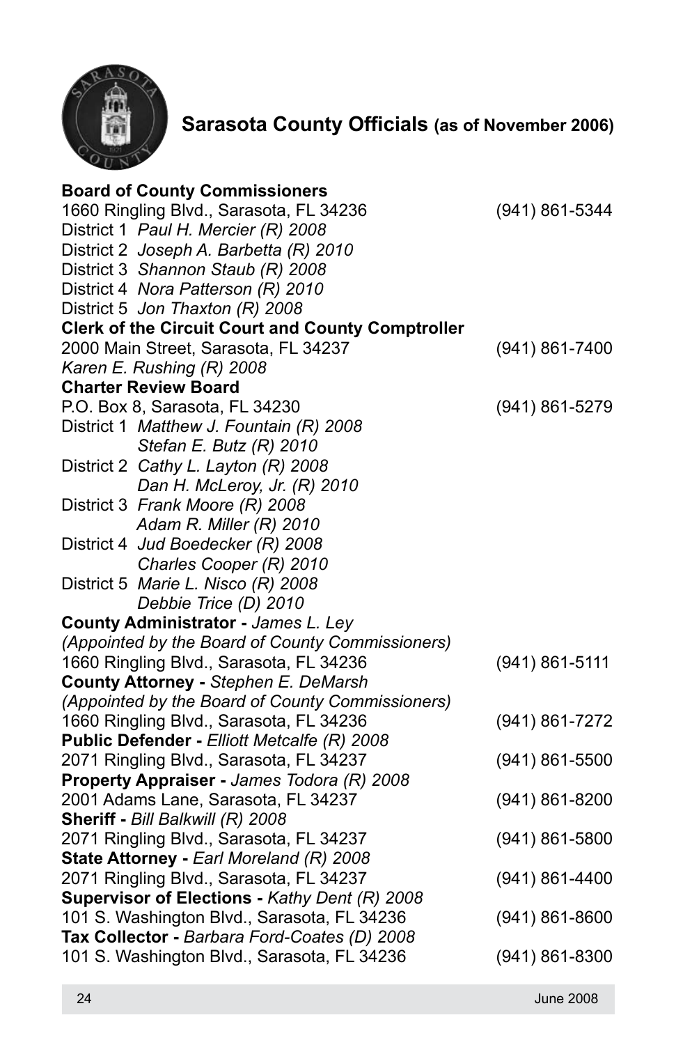## Sarasota County Officials (as of November 2006)

**Board of County Commissioners**
1660 Ringling Blvd., Sarasota, FL 34236 (941) 861-5344
District 1 *Paul H. Mercier (R) 2008*
District 2 *Joseph A. Barbetta (R) 2010*
District 3 *Shannon Staub (R) 2008*
District 4 *Nora Patterson (R) 2010*
District 5 *Jon Thaxton (R) 2008*

**Clerk of the Circuit Court and County Comptroller**
2000 Main Street, Sarasota, FL 34237 (941) 861-7400
*Karen E. Rushing (R) 2008*

**Charter Review Board**
P.O. Box 8, Sarasota, FL 34230 (941) 861-5279
District 1 *Matthew J. Fountain (R) 2008*
*Stefan E. Butz (R) 2010*
District 2 *Cathy L. Layton (R) 2008*
*Dan H. McLeroy, Jr. (R) 2010*
District 3 *Frank Moore (R) 2008*
*Adam R. Miller (R) 2010*
District 4 *Jud Boedecker (R) 2008*
*Charles Cooper (R) 2010*
District 5 *Marie L. Nisco (R) 2008*
*Debbie Trice (D) 2010*

**County Administrator -** *James L. Ley*
*(Appointed by the Board of County Commissioners)*
1660 Ringling Blvd., Sarasota, FL 34236 (941) 861-5111

**County Attorney -** *Stephen E. DeMarsh*
*(Appointed by the Board of County Commissioners)*
1660 Ringling Blvd., Sarasota, FL 34236 (941) 861-7272

**Public Defender -** *Elliott Metcalfe (R) 2008*
2071 Ringling Blvd., Sarasota, FL 34237 (941) 861-5500

**Property Appraiser -** *James Todora (R) 2008*
2001 Adams Lane, Sarasota, FL 34237 (941) 861-8200

**Sheriff -** *Bill Balkwill (R) 2008*
2071 Ringling Blvd., Sarasota, FL 34237 (941) 861-5800

**State Attorney -** *Earl Moreland (R) 2008*
2071 Ringling Blvd., Sarasota, FL 34237 (941) 861-4400

**Supervisor of Elections -** *Kathy Dent (R) 2008*
101 S. Washington Blvd., Sarasota, FL 34236 (941) 861-8600

**Tax Collector -** *Barbara Ford-Coates (D) 2008*
101 S. Washington Blvd., Sarasota, FL 34236 (941) 861-8300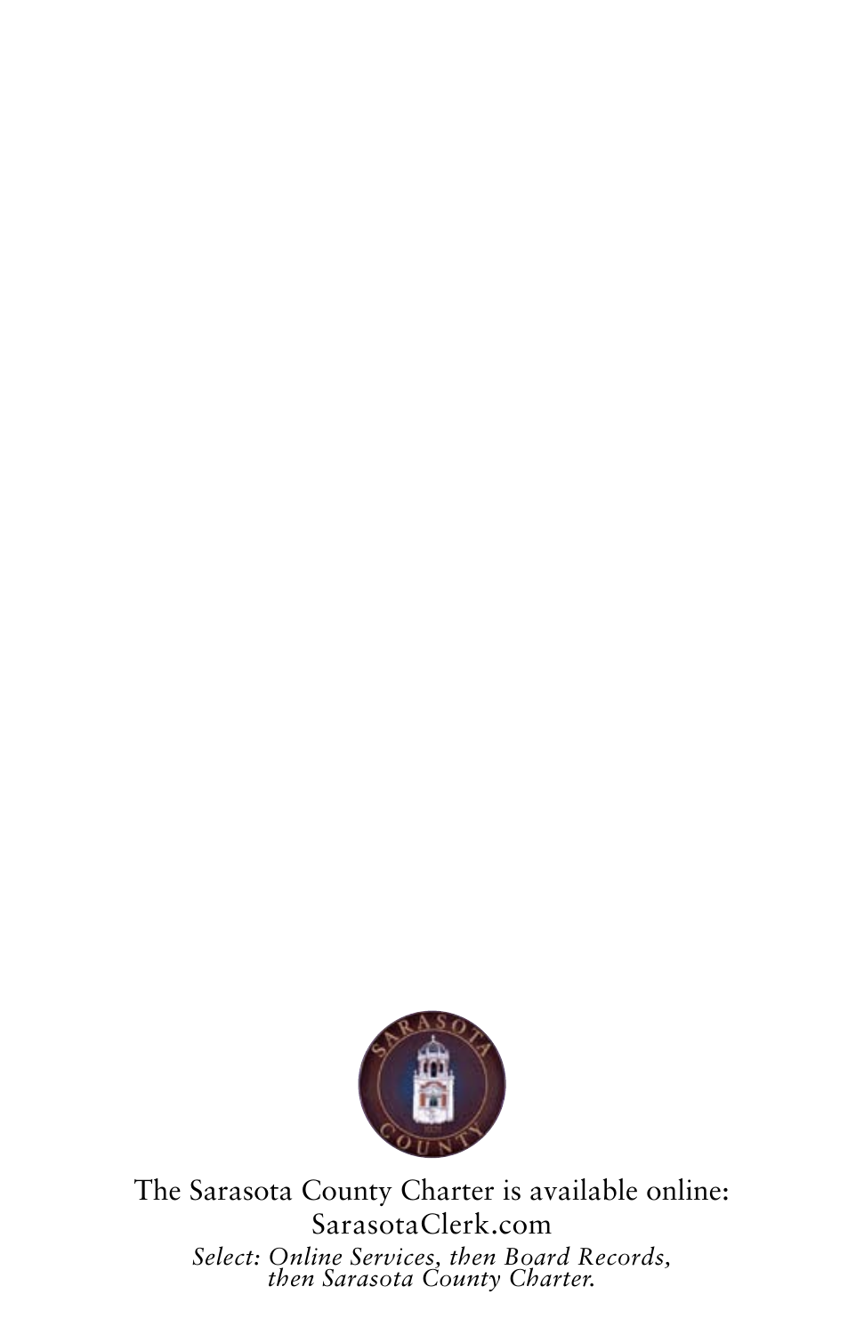The Sarasota County Charter is available online:
SarasotaClerk.com
*Select: Online Services, then Board Records, then Sarasota County Charter.*